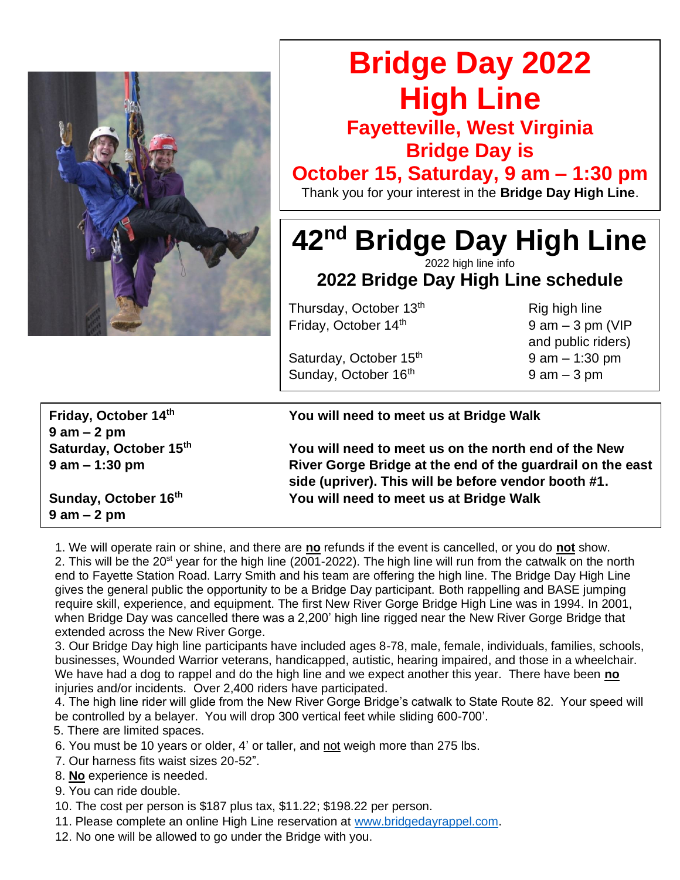# Bridge Day 2022 High Line

## Fayetteville, West Virginia

## Bridge Day is

## October 15, Saturday, 9 am – 1:30 pm

Thank you for your interest in the **Bridge Day High Line**.

# 42nd Bridge Day High Line

2022 high line info

## 2022 Bridge Day High Line schedule

| | |
|---|---|
| Thursday, October 13th | Rig high line |
| Friday, October 14th | 9 am – 3 pm (VIP and public riders) |
| Saturday, October 15th | 9 am – 1:30 pm |
| Sunday, October 16th | 9 am – 3 pm |

| | |
|---|---|
| **Friday, October 14th 9 am – 2 pm** | **You will need to meet us at Bridge Walk** |
| **Saturday, October 15th 9 am – 1:30 pm** | **You will need to meet us on the north end of the New River Gorge Bridge at the end of the guardrail on the east side (upriver). This will be before vendor booth #1.** |
| **Sunday, October 16th 9 am – 2 pm** | **You will need to meet us at Bridge Walk** |

1. We will operate rain or shine, and there are **no** refunds if the event is cancelled, or you do **not** show.
2. This will be the 20st year for the high line (2001-2022). The high line will run from the catwalk on the north end to Fayette Station Road. Larry Smith and his team are offering the high line. The Bridge Day High Line gives the general public the opportunity to be a Bridge Day participant. Both rappelling and BASE jumping require skill, experience, and equipment. The first New River Gorge Bridge High Line was in 1994. In 2001, when Bridge Day was cancelled there was a 2,200' high line rigged near the New River Gorge Bridge that extended across the New River Gorge.
3. Our Bridge Day high line participants have included ages 8-78, male, female, individuals, families, schools, businesses, Wounded Warrior veterans, handicapped, autistic, hearing impaired, and those in a wheelchair. We have had a dog to rappel and do the high line and we expect another this year. There have been **no** injuries and/or incidents. Over 2,400 riders have participated.
4. The high line rider will glide from the New River Gorge Bridge's catwalk to State Route 82. Your speed will be controlled by a belayer. You will drop 300 vertical feet while sliding 600-700'.
5. There are limited spaces.
6. You must be 10 years or older, 4' or taller, and not weigh more than 275 lbs.
7. Our harness fits waist sizes 20-52".
8. **No** experience is needed.
9. You can ride double.
10. The cost per person is $187 plus tax, $11.22; $198.22 per person.
11. Please complete an online High Line reservation at www.bridgedayrappel.com.
12. No one will be allowed to go under the Bridge with you.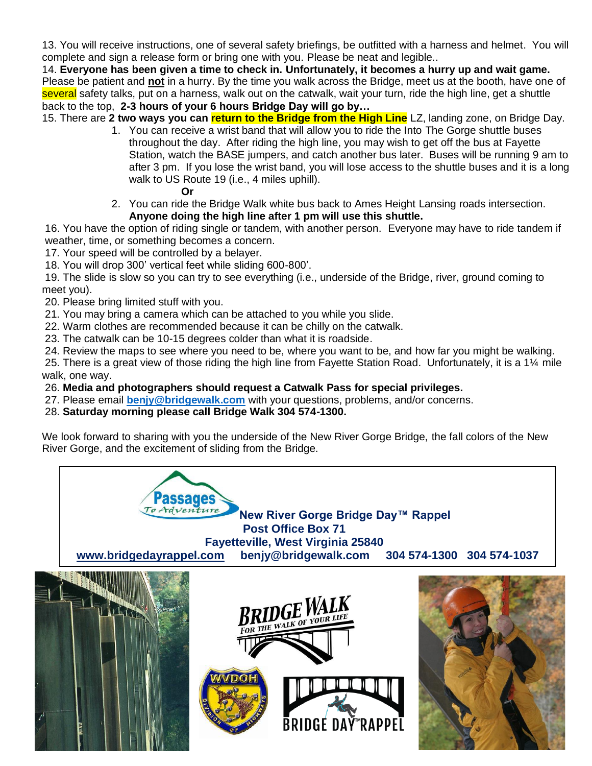13. You will receive instructions, one of several safety briefings, be outfitted with a harness and helmet. You will complete and sign a release form or bring one with you. Please be neat and legible..

14. **Everyone has been given a time to check in. Unfortunately, it becomes a hurry up and wait game.** Please be patient and **not** in a hurry. By the time you walk across the Bridge, meet us at the booth, have one of several safety talks, put on a harness, walk out on the catwalk, wait your turn, ride the high line, get a shuttle back to the top, **2-3 hours of your 6 hours Bridge Day will go by…**

15. There are **2 two ways you can return to the Bridge from the High Line** LZ, landing zone, on Bridge Day.

   1. You can receive a wrist band that will allow you to ride the Into The Gorge shuttle buses throughout the day. After riding the high line, you may wish to get off the bus at Fayette Station, watch the BASE jumpers, and catch another bus later. Buses will be running 9 am to after 3 pm. If you lose the wrist band, you will lose access to the shuttle buses and it is a long walk to US Route 19 (i.e., 4 miles uphill).

      **Or**

   2. You can ride the Bridge Walk white bus back to Ames Height Lansing roads intersection. **Anyone doing the high line after 1 pm will use this shuttle.**

16. You have the option of riding single or tandem, with another person. Everyone may have to ride tandem if weather, time, or something becomes a concern.

17. Your speed will be controlled by a belayer.

18. You will drop 300' vertical feet while sliding 600-800'.

19. The slide is slow so you can try to see everything (i.e., underside of the Bridge, river, ground coming to meet you).

20. Please bring limited stuff with you.

21. You may bring a camera which can be attached to you while you slide.

22. Warm clothes are recommended because it can be chilly on the catwalk.

23. The catwalk can be 10-15 degrees colder than what it is roadside.

24. Review the maps to see where you need to be, where you want to be, and how far you might be walking.

25. There is a great view of those riding the high line from Fayette Station Road. Unfortunately, it is a 1¼ mile walk, one way.

26. **Media and photographers should request a Catwalk Pass for special privileges.**

27. Please email **benjy@bridgewalk.com** with your questions, problems, and/or concerns.

28. **Saturday morning please call Bridge Walk 304 574-1300.**

We look forward to sharing with you the underside of the New River Gorge Bridge, the fall colors of the New River Gorge, and the excitement of sliding from the Bridge.

Passages To Adventure

**New River Gorge Bridge Day™ Rappel**
**Post Office Box 71**
**Fayetteville, West Virginia 25840**
**www.bridgedayrappel.com** **benjy@bridgewalk.com** **304 574-1300** **304 574-1037**

BRIDGE WALK FOR THE WALK OF YOUR LIFE

WVDOH DIVISION OF HIGHWAYS

BRIDGE DAY™ RAPPEL